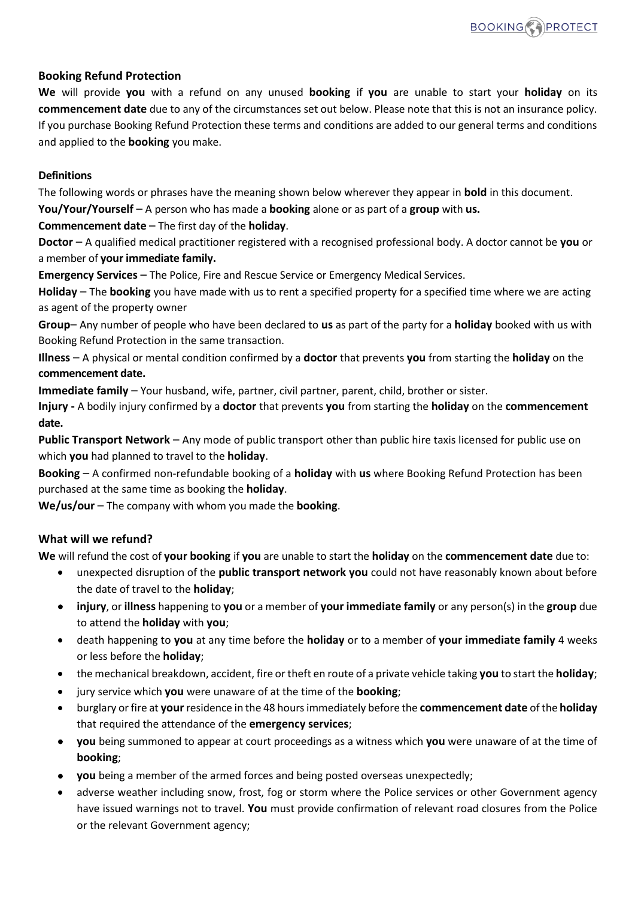## Booking Refund Protection

**We** will provide **you** with a refund on any unused **booking** if **you** are unable to start your **holiday** on its **commencement date** due to any of the circumstances set out below. Please note that this is not an insurance policy. If you purchase Booking Refund Protection these terms and conditions are added to our general terms and conditions and applied to the **booking** you make.

### Definitions

The following words or phrases have the meaning shown below wherever they appear in **bold** in this document.

**You/Your/Yourself** – A person who has made a **booking** alone or as part of a **group** with **us.**

**Commencement date** – The first day of the **holiday**.

**Doctor** – A qualified medical practitioner registered with a recognised professional body. A doctor cannot be **you** or a member of **your immediate family.**

**Emergency Services** – The Police, Fire and Rescue Service or Emergency Medical Services.

**Holiday** – The **booking** you have made with us to rent a specified property for a specified time where we are acting as agent of the property owner

**Group**– Any number of people who have been declared to **us** as part of the party for a **holiday** booked with us with Booking Refund Protection in the same transaction.

**Illness** – A physical or mental condition confirmed by a **doctor** that prevents **you** from starting the **holiday** on the **commencement date.**

**Immediate family** – Your husband, wife, partner, civil partner, parent, child, brother or sister.

**Injury -** A bodily injury confirmed by a **doctor** that prevents **you** from starting the **holiday** on the **commencement date.**

**Public Transport Network** – Any mode of public transport other than public hire taxis licensed for public use on which **you** had planned to travel to the **holiday**.

**Booking** – A confirmed non-refundable booking of a **holiday** with **us** where Booking Refund Protection has been purchased at the same time as booking the **holiday**.

**We/us/our** – The company with whom you made the **booking**.

## What will we refund?

**We** will refund the cost of **your booking** if **you** are unable to start the **holiday** on the **commencement date** due to:

- unexpected disruption of the **public transport network you** could not have reasonably known about before the date of travel to the **holiday**;
- **injury**, or **illness** happening to **you** or a member of **your immediate family** or any person(s) in the **group** due to attend the **holiday** with **you**;
- death happening to **you** at any time before the **holiday** or to a member of **your immediate family** 4 weeks or less before the **holiday**;
- the mechanical breakdown, accident, fire or theft en route of a private vehicle taking **you** to start the **holiday**;
- jury service which **you** were unaware of at the time of the **booking**;
- burglary or fire at **your** residence in the 48 hours immediately before the **commencement date** of the **holiday** that required the attendance of the **emergency services**;
- **you** being summoned to appear at court proceedings as a witness which **you** were unaware of at the time of **booking**;
- **you** being a member of the armed forces and being posted overseas unexpectedly;
- adverse weather including snow, frost, fog or storm where the Police services or other Government agency have issued warnings not to travel. **You** must provide confirmation of relevant road closures from the Police or the relevant Government agency;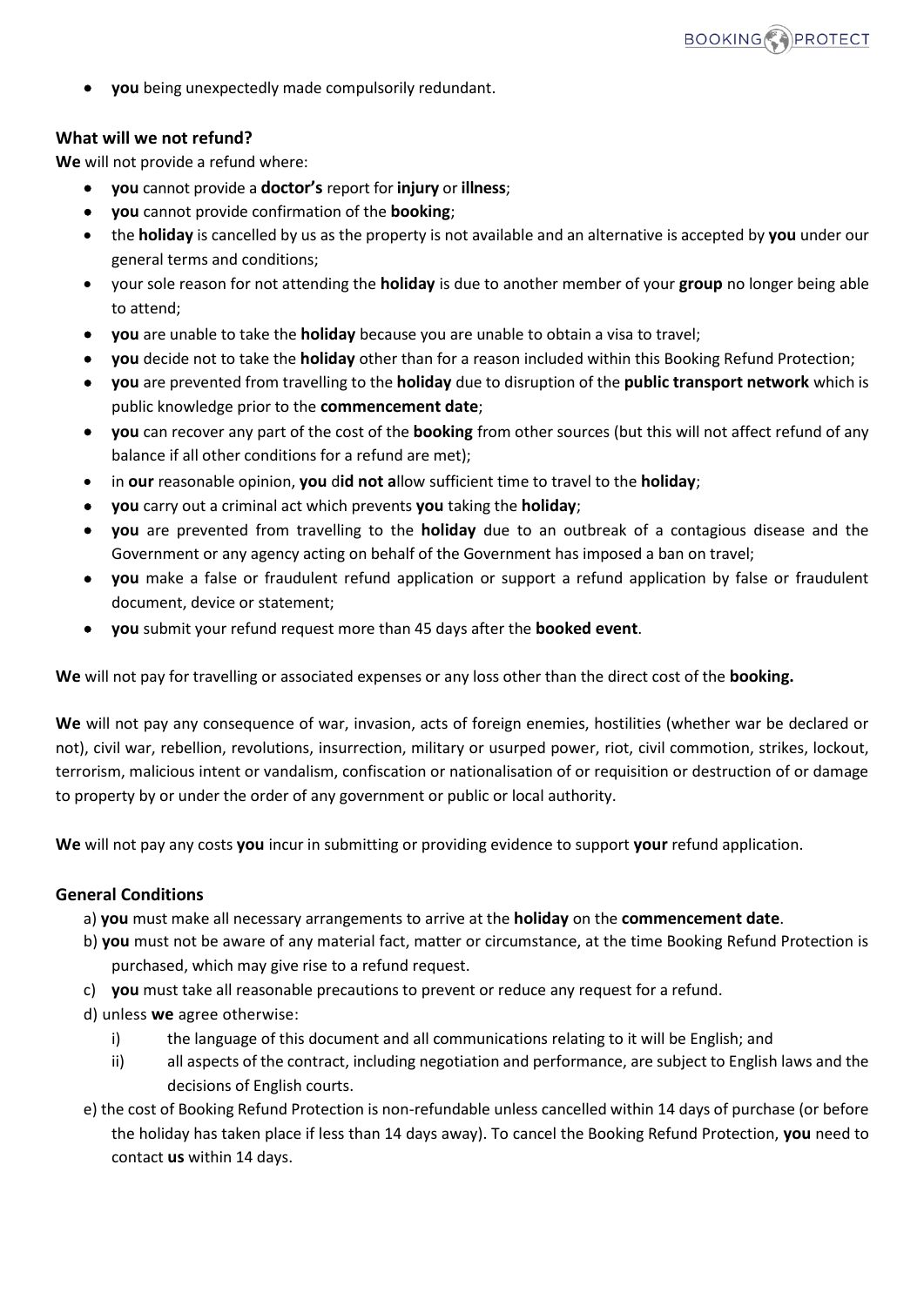- **you** being unexpectedly made compulsorily redundant.

### What will we not refund?

**We** will not provide a refund where:

- **you** cannot provide a **doctor's** report for **injury** or **illness**;
- **you** cannot provide confirmation of the **booking**;
- the **holiday** is cancelled by us as the property is not available and an alternative is accepted by **you** under our general terms and conditions;
- your sole reason for not attending the **holiday** is due to another member of your **group** no longer being able to attend;
- **you** are unable to take the **holiday** because you are unable to obtain a visa to travel;
- **you** decide not to take the **holiday** other than for a reason included within this Booking Refund Protection;
- **you** are prevented from travelling to the **holiday** due to disruption of the **public transport network** which is public knowledge prior to the **commencement date**;
- **you** can recover any part of the cost of the **booking** from other sources (but this will not affect refund of any balance if all other conditions for a refund are met);
- in **our** reasonable opinion, **you** d**id not a**llow sufficient time to travel to the **holiday**;
- **you** carry out a criminal act which prevents **you** taking the **holiday**;
- **you** are prevented from travelling to the **holiday** due to an outbreak of a contagious disease and the Government or any agency acting on behalf of the Government has imposed a ban on travel;
- **you** make a false or fraudulent refund application or support a refund application by false or fraudulent document, device or statement;
- **you** submit your refund request more than 45 days after the **booked event**.

**We** will not pay for travelling or associated expenses or any loss other than the direct cost of the **booking.**

**We** will not pay any consequence of war, invasion, acts of foreign enemies, hostilities (whether war be declared or not), civil war, rebellion, revolutions, insurrection, military or usurped power, riot, civil commotion, strikes, lockout, terrorism, malicious intent or vandalism, confiscation or nationalisation of or requisition or destruction of or damage to property by or under the order of any government or public or local authority.

**We** will not pay any costs **you** incur in submitting or providing evidence to support **your** refund application.

### General Conditions

a) **you** must make all necessary arrangements to arrive at the **holiday** on the **commencement date**.

b) **you** must not be aware of any material fact, matter or circumstance, at the time Booking Refund Protection is purchased, which may give rise to a refund request.

c) **you** must take all reasonable precautions to prevent or reduce any request for a refund.

d) unless **we** agree otherwise:

   i) the language of this document and all communications relating to it will be English; and

   ii) all aspects of the contract, including negotiation and performance, are subject to English laws and the decisions of English courts.

e) the cost of Booking Refund Protection is non-refundable unless cancelled within 14 days of purchase (or before the holiday has taken place if less than 14 days away). To cancel the Booking Refund Protection, **you** need to contact **us** within 14 days.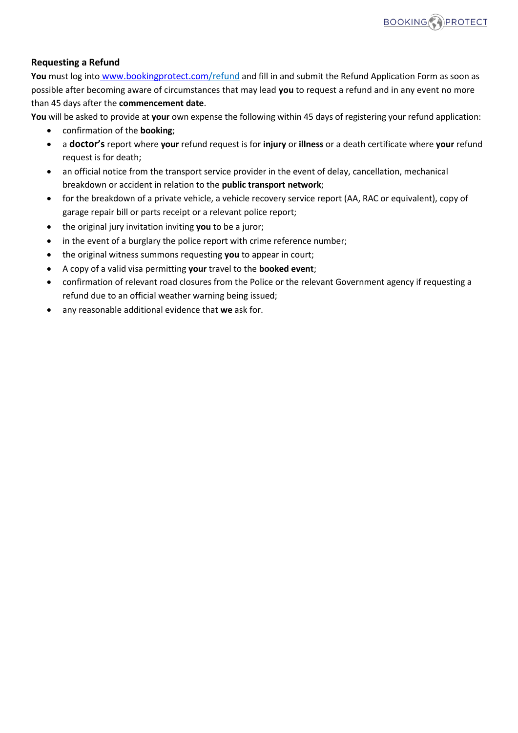### Requesting a Refund

**You** must log into www.bookingprotect.com/refund and fill in and submit the Refund Application Form as soon as possible after becoming aware of circumstances that may lead **you** to request a refund and in any event no more than 45 days after the **commencement date**.

**You** will be asked to provide at **your** own expense the following within 45 days of registering your refund application:

- confirmation of the **booking**;
- a **doctor's** report where **your** refund request is for **injury** or **illness** or a death certificate where **your** refund request is for death;
- an official notice from the transport service provider in the event of delay, cancellation, mechanical breakdown or accident in relation to the **public transport network**;
- for the breakdown of a private vehicle, a vehicle recovery service report (AA, RAC or equivalent), copy of garage repair bill or parts receipt or a relevant police report;
- the original jury invitation inviting **you** to be a juror;
- in the event of a burglary the police report with crime reference number;
- the original witness summons requesting **you** to appear in court;
- A copy of a valid visa permitting **your** travel to the **booked event**;
- confirmation of relevant road closures from the Police or the relevant Government agency if requesting a refund due to an official weather warning being issued;
- any reasonable additional evidence that **we** ask for.